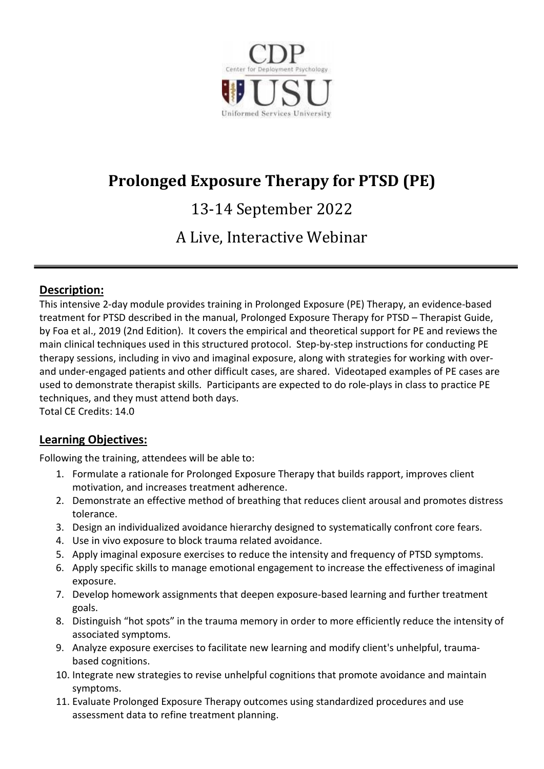CDP

Center for Deployment Psychology

USU

Uniformed Services University

# Prolonged Exposure Therapy for PTSD (PE)

## 13-14 September 2022

## A Live, Interactive Webinar

---

### Description:

This intensive 2-day module provides training in Prolonged Exposure (PE) Therapy, an evidence-based treatment for PTSD described in the manual, Prolonged Exposure Therapy for PTSD – Therapist Guide, by Foa et al., 2019 (2nd Edition). It covers the empirical and theoretical support for PE and reviews the main clinical techniques used in this structured protocol. Step-by-step instructions for conducting PE therapy sessions, including in vivo and imaginal exposure, along with strategies for working with over- and under-engaged patients and other difficult cases, are shared. Videotaped examples of PE cases are used to demonstrate therapist skills. Participants are expected to do role-plays in class to practice PE techniques, and they must attend both days.

Total CE Credits: 14.0

### Learning Objectives:

Following the training, attendees will be able to:

1. Formulate a rationale for Prolonged Exposure Therapy that builds rapport, improves client motivation, and increases treatment adherence.
2. Demonstrate an effective method of breathing that reduces client arousal and promotes distress tolerance.
3. Design an individualized avoidance hierarchy designed to systematically confront core fears.
4. Use in vivo exposure to block trauma related avoidance.
5. Apply imaginal exposure exercises to reduce the intensity and frequency of PTSD symptoms.
6. Apply specific skills to manage emotional engagement to increase the effectiveness of imaginal exposure.
7. Develop homework assignments that deepen exposure-based learning and further treatment goals.
8. Distinguish "hot spots" in the trauma memory in order to more efficiently reduce the intensity of associated symptoms.
9. Analyze exposure exercises to facilitate new learning and modify client's unhelpful, trauma-based cognitions.
10. Integrate new strategies to revise unhelpful cognitions that promote avoidance and maintain symptoms.
11. Evaluate Prolonged Exposure Therapy outcomes using standardized procedures and use assessment data to refine treatment planning.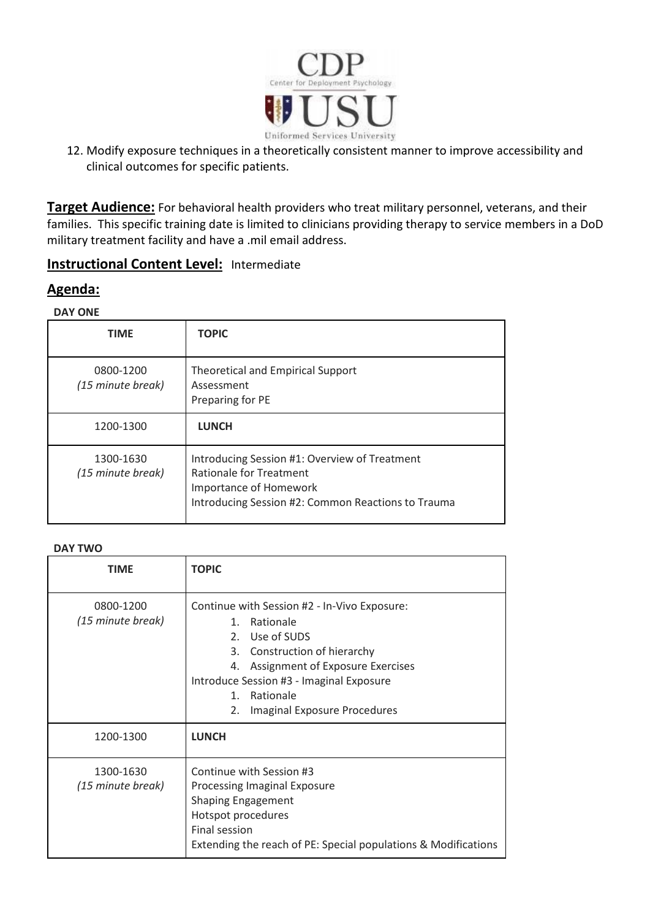12. Modify exposure techniques in a theoretically consistent manner to improve accessibility and clinical outcomes for specific patients.

**Target Audience:** For behavioral health providers who treat military personnel, veterans, and their families. This specific training date is limited to clinicians providing therapy to service members in a DoD military treatment facility and have a .mil email address.

**Instructional Content Level:** Intermediate

## Agenda:

**DAY ONE**

| TIME | TOPIC |
|---|---|
| 0800-1200 *(15 minute break)* | Theoretical and Empirical Support<br>Assessment<br>Preparing for PE |
| 1200-1300 | **LUNCH** |
| 1300-1630 *(15 minute break)* | Introducing Session #1: Overview of Treatment<br>Rationale for Treatment<br>Importance of Homework<br>Introducing Session #2: Common Reactions to Trauma |

**DAY TWO**

| TIME | TOPIC |
|---|---|
| 0800-1200 *(15 minute break)* | Continue with Session #2 - In-Vivo Exposure:<br>1. Rationale<br>2. Use of SUDS<br>3. Construction of hierarchy<br>4. Assignment of Exposure Exercises<br>Introduce Session #3 - Imaginal Exposure<br>1. Rationale<br>2. Imaginal Exposure Procedures |
| 1200-1300 | **LUNCH** |
| 1300-1630 *(15 minute break)* | Continue with Session #3<br>Processing Imaginal Exposure<br>Shaping Engagement<br>Hotspot procedures<br>Final session<br>Extending the reach of PE: Special populations & Modifications |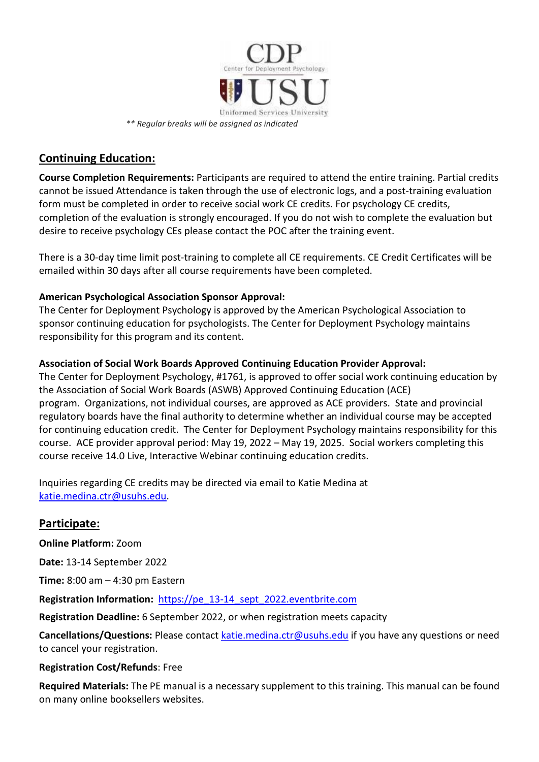*\** Regular breaks will be assigned as indicated*

## Continuing Education:

**Course Completion Requirements:** Participants are required to attend the entire training. Partial credits cannot be issued Attendance is taken through the use of electronic logs, and a post-training evaluation form must be completed in order to receive social work CE credits. For psychology CE credits, completion of the evaluation is strongly encouraged. If you do not wish to complete the evaluation but desire to receive psychology CEs please contact the POC after the training event.

There is a 30-day time limit post-training to complete all CE requirements. CE Credit Certificates will be emailed within 30 days after all course requirements have been completed.

**American Psychological Association Sponsor Approval:**
The Center for Deployment Psychology is approved by the American Psychological Association to sponsor continuing education for psychologists. The Center for Deployment Psychology maintains responsibility for this program and its content.

**Association of Social Work Boards Approved Continuing Education Provider Approval:**
The Center for Deployment Psychology, #1761, is approved to offer social work continuing education by the Association of Social Work Boards (ASWB) Approved Continuing Education (ACE) program. Organizations, not individual courses, are approved as ACE providers. State and provincial regulatory boards have the final authority to determine whether an individual course may be accepted for continuing education credit. The Center for Deployment Psychology maintains responsibility for this course. ACE provider approval period: May 19, 2022 – May 19, 2025. Social workers completing this course receive 14.0 Live, Interactive Webinar continuing education credits.

Inquiries regarding CE credits may be directed via email to Katie Medina at katie.medina.ctr@usuhs.edu.

## Participate:

**Online Platform:** Zoom

**Date:** 13-14 September 2022

**Time:** 8:00 am – 4:30 pm Eastern

**Registration Information:** https://pe_13-14_sept_2022.eventbrite.com

**Registration Deadline:** 6 September 2022, or when registration meets capacity

**Cancellations/Questions:** Please contact katie.medina.ctr@usuhs.edu if you have any questions or need to cancel your registration.

**Registration Cost/Refunds**: Free

**Required Materials:** The PE manual is a necessary supplement to this training. This manual can be found on many online booksellers websites.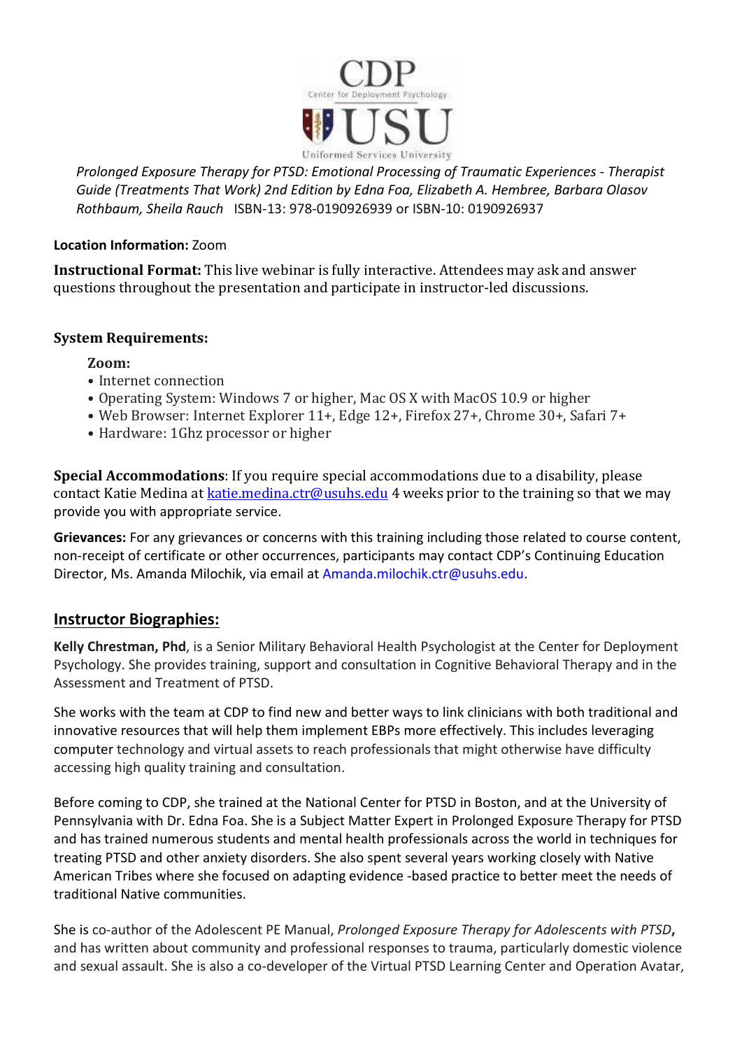*Prolonged Exposure Therapy for PTSD: Emotional Processing of Traumatic Experiences - Therapist Guide (Treatments That Work) 2nd Edition by Edna Foa, Elizabeth A. Hembree, Barbara Olasov Rothbaum, Sheila Rauch* ISBN-13: 978-0190926939 or ISBN-10: 0190926937

**Location Information:** Zoom

**Instructional Format:** This live webinar is fully interactive. Attendees may ask and answer questions throughout the presentation and participate in instructor-led discussions.

**System Requirements:**

**Zoom:**

- Internet connection
- Operating System: Windows 7 or higher, Mac OS X with MacOS 10.9 or higher
- Web Browser: Internet Explorer 11+, Edge 12+, Firefox 27+, Chrome 30+, Safari 7+
- Hardware: 1Ghz processor or higher

**Special Accommodations**: If you require special accommodations due to a disability, please contact Katie Medina at katie.medina.ctr@usuhs.edu 4 weeks prior to the training so that we may provide you with appropriate service.

**Grievances:** For any grievances or concerns with this training including those related to course content, non-receipt of certificate or other occurrences, participants may contact CDP's Continuing Education Director, Ms. Amanda Milochik, via email at Amanda.milochik.ctr@usuhs.edu.

## Instructor Biographies:

**Kelly Chrestman, Phd**, is a Senior Military Behavioral Health Psychologist at the Center for Deployment Psychology. She provides training, support and consultation in Cognitive Behavioral Therapy and in the Assessment and Treatment of PTSD.

She works with the team at CDP to find new and better ways to link clinicians with both traditional and innovative resources that will help them implement EBPs more effectively. This includes leveraging computer technology and virtual assets to reach professionals that might otherwise have difficulty accessing high quality training and consultation.

Before coming to CDP, she trained at the National Center for PTSD in Boston, and at the University of Pennsylvania with Dr. Edna Foa. She is a Subject Matter Expert in Prolonged Exposure Therapy for PTSD and has trained numerous students and mental health professionals across the world in techniques for treating PTSD and other anxiety disorders. She also spent several years working closely with Native American Tribes where she focused on adapting evidence -based practice to better meet the needs of traditional Native communities.

She is co-author of the Adolescent PE Manual, *Prolonged Exposure Therapy for Adolescents with PTSD*, and has written about community and professional responses to trauma, particularly domestic violence and sexual assault. She is also a co-developer of the Virtual PTSD Learning Center and Operation Avatar,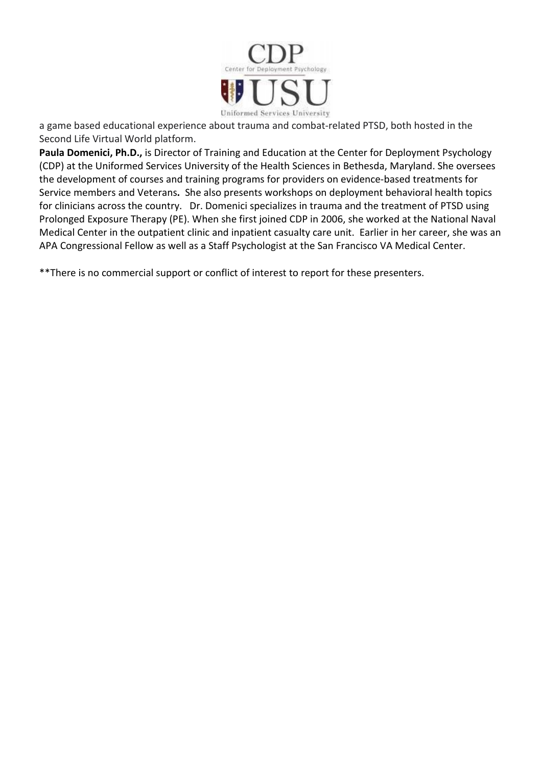a game based educational experience about trauma and combat-related PTSD, both hosted in the Second Life Virtual World platform.

**Paula Domenici, Ph.D.,** is Director of Training and Education at the Center for Deployment Psychology (CDP) at the Uniformed Services University of the Health Sciences in Bethesda, Maryland. She oversees the development of courses and training programs for providers on evidence-based treatments for Service members and Veterans**.** She also presents workshops on deployment behavioral health topics for clinicians across the country. Dr. Domenici specializes in trauma and the treatment of PTSD using Prolonged Exposure Therapy (PE). When she first joined CDP in 2006, she worked at the National Naval Medical Center in the outpatient clinic and inpatient casualty care unit. Earlier in her career, she was an APA Congressional Fellow as well as a Staff Psychologist at the San Francisco VA Medical Center.

**There is no commercial support or conflict of interest to report for these presenters.